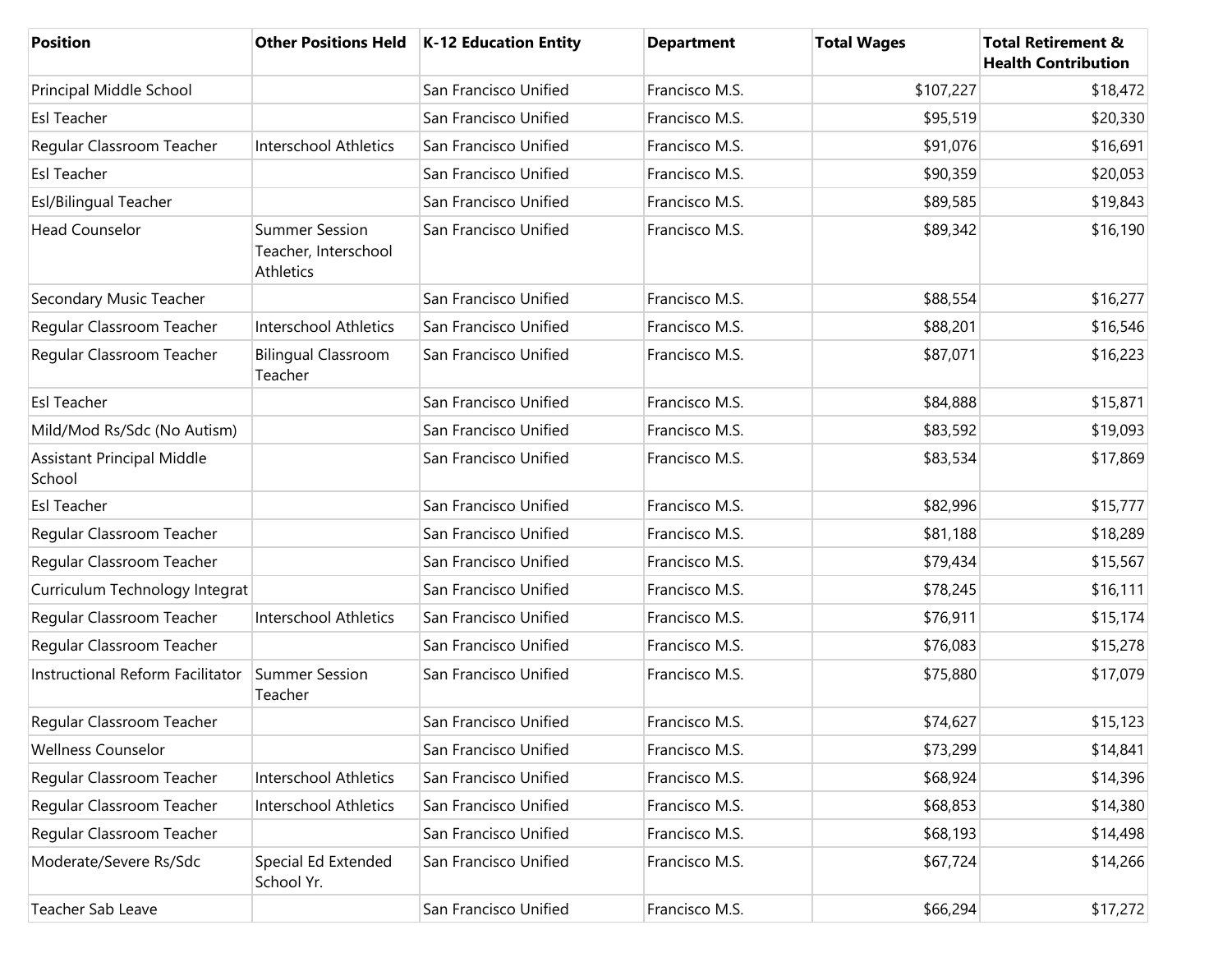| Position | Other Positions Held | K-12 Education Entity | Department | Total Wages | Total Retirement & Health Contribution |
|---|---|---|---|---|---|
| Principal Middle School | | San Francisco Unified | Francisco M.S. | $107,227 | $18,472 |
| Esl Teacher | | San Francisco Unified | Francisco M.S. | $95,519 | $20,330 |
| Regular Classroom Teacher | Interschool Athletics | San Francisco Unified | Francisco M.S. | $91,076 | $16,691 |
| Esl Teacher | | San Francisco Unified | Francisco M.S. | $90,359 | $20,053 |
| Esl/Bilingual Teacher | | San Francisco Unified | Francisco M.S. | $89,585 | $19,843 |
| Head Counselor | Summer Session Teacher, Interschool Athletics | San Francisco Unified | Francisco M.S. | $89,342 | $16,190 |
| Secondary Music Teacher | | San Francisco Unified | Francisco M.S. | $88,554 | $16,277 |
| Regular Classroom Teacher | Interschool Athletics | San Francisco Unified | Francisco M.S. | $88,201 | $16,546 |
| Regular Classroom Teacher | Bilingual Classroom Teacher | San Francisco Unified | Francisco M.S. | $87,071 | $16,223 |
| Esl Teacher | | San Francisco Unified | Francisco M.S. | $84,888 | $15,871 |
| Mild/Mod Rs/Sdc (No Autism) | | San Francisco Unified | Francisco M.S. | $83,592 | $19,093 |
| Assistant Principal Middle School | | San Francisco Unified | Francisco M.S. | $83,534 | $17,869 |
| Esl Teacher | | San Francisco Unified | Francisco M.S. | $82,996 | $15,777 |
| Regular Classroom Teacher | | San Francisco Unified | Francisco M.S. | $81,188 | $18,289 |
| Regular Classroom Teacher | | San Francisco Unified | Francisco M.S. | $79,434 | $15,567 |
| Curriculum Technology Integrat | | San Francisco Unified | Francisco M.S. | $78,245 | $16,111 |
| Regular Classroom Teacher | Interschool Athletics | San Francisco Unified | Francisco M.S. | $76,911 | $15,174 |
| Regular Classroom Teacher | | San Francisco Unified | Francisco M.S. | $76,083 | $15,278 |
| Instructional Reform Facilitator | Summer Session Teacher | San Francisco Unified | Francisco M.S. | $75,880 | $17,079 |
| Regular Classroom Teacher | | San Francisco Unified | Francisco M.S. | $74,627 | $15,123 |
| Wellness Counselor | | San Francisco Unified | Francisco M.S. | $73,299 | $14,841 |
| Regular Classroom Teacher | Interschool Athletics | San Francisco Unified | Francisco M.S. | $68,924 | $14,396 |
| Regular Classroom Teacher | Interschool Athletics | San Francisco Unified | Francisco M.S. | $68,853 | $14,380 |
| Regular Classroom Teacher | | San Francisco Unified | Francisco M.S. | $68,193 | $14,498 |
| Moderate/Severe Rs/Sdc | Special Ed Extended School Yr. | San Francisco Unified | Francisco M.S. | $67,724 | $14,266 |
| Teacher Sab Leave | | San Francisco Unified | Francisco M.S. | $66,294 | $17,272 |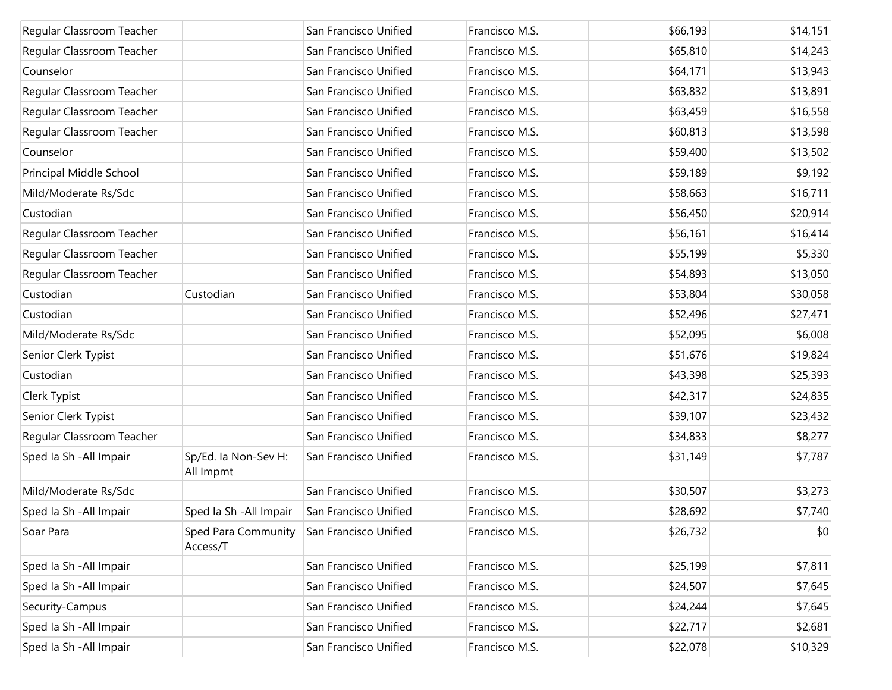| | | | | | |
|---|---|---|---|---|---|
| Regular Classroom Teacher | | San Francisco Unified | Francisco M.S. | $66,193 | $14,151 |
| Regular Classroom Teacher | | San Francisco Unified | Francisco M.S. | $65,810 | $14,243 |
| Counselor | | San Francisco Unified | Francisco M.S. | $64,171 | $13,943 |
| Regular Classroom Teacher | | San Francisco Unified | Francisco M.S. | $63,832 | $13,891 |
| Regular Classroom Teacher | | San Francisco Unified | Francisco M.S. | $63,459 | $16,558 |
| Regular Classroom Teacher | | San Francisco Unified | Francisco M.S. | $60,813 | $13,598 |
| Counselor | | San Francisco Unified | Francisco M.S. | $59,400 | $13,502 |
| Principal Middle School | | San Francisco Unified | Francisco M.S. | $59,189 | $9,192 |
| Mild/Moderate Rs/Sdc | | San Francisco Unified | Francisco M.S. | $58,663 | $16,711 |
| Custodian | | San Francisco Unified | Francisco M.S. | $56,450 | $20,914 |
| Regular Classroom Teacher | | San Francisco Unified | Francisco M.S. | $56,161 | $16,414 |
| Regular Classroom Teacher | | San Francisco Unified | Francisco M.S. | $55,199 | $5,330 |
| Regular Classroom Teacher | | San Francisco Unified | Francisco M.S. | $54,893 | $13,050 |
| Custodian | Custodian | San Francisco Unified | Francisco M.S. | $53,804 | $30,058 |
| Custodian | | San Francisco Unified | Francisco M.S. | $52,496 | $27,471 |
| Mild/Moderate Rs/Sdc | | San Francisco Unified | Francisco M.S. | $52,095 | $6,008 |
| Senior Clerk Typist | | San Francisco Unified | Francisco M.S. | $51,676 | $19,824 |
| Custodian | | San Francisco Unified | Francisco M.S. | $43,398 | $25,393 |
| Clerk Typist | | San Francisco Unified | Francisco M.S. | $42,317 | $24,835 |
| Senior Clerk Typist | | San Francisco Unified | Francisco M.S. | $39,107 | $23,432 |
| Regular Classroom Teacher | | San Francisco Unified | Francisco M.S. | $34,833 | $8,277 |
| Sped Ia Sh -All Impair | Sp/Ed. Ia Non-Sev H: All Impmt | San Francisco Unified | Francisco M.S. | $31,149 | $7,787 |
| Mild/Moderate Rs/Sdc | | San Francisco Unified | Francisco M.S. | $30,507 | $3,273 |
| Sped Ia Sh -All Impair | Sped Ia Sh -All Impair | San Francisco Unified | Francisco M.S. | $28,692 | $7,740 |
| Soar Para | Sped Para Community Access/T | San Francisco Unified | Francisco M.S. | $26,732 | $0 |
| Sped Ia Sh -All Impair | | San Francisco Unified | Francisco M.S. | $25,199 | $7,811 |
| Sped Ia Sh -All Impair | | San Francisco Unified | Francisco M.S. | $24,507 | $7,645 |
| Security-Campus | | San Francisco Unified | Francisco M.S. | $24,244 | $7,645 |
| Sped Ia Sh -All Impair | | San Francisco Unified | Francisco M.S. | $22,717 | $2,681 |
| Sped Ia Sh -All Impair | | San Francisco Unified | Francisco M.S. | $22,078 | $10,329 |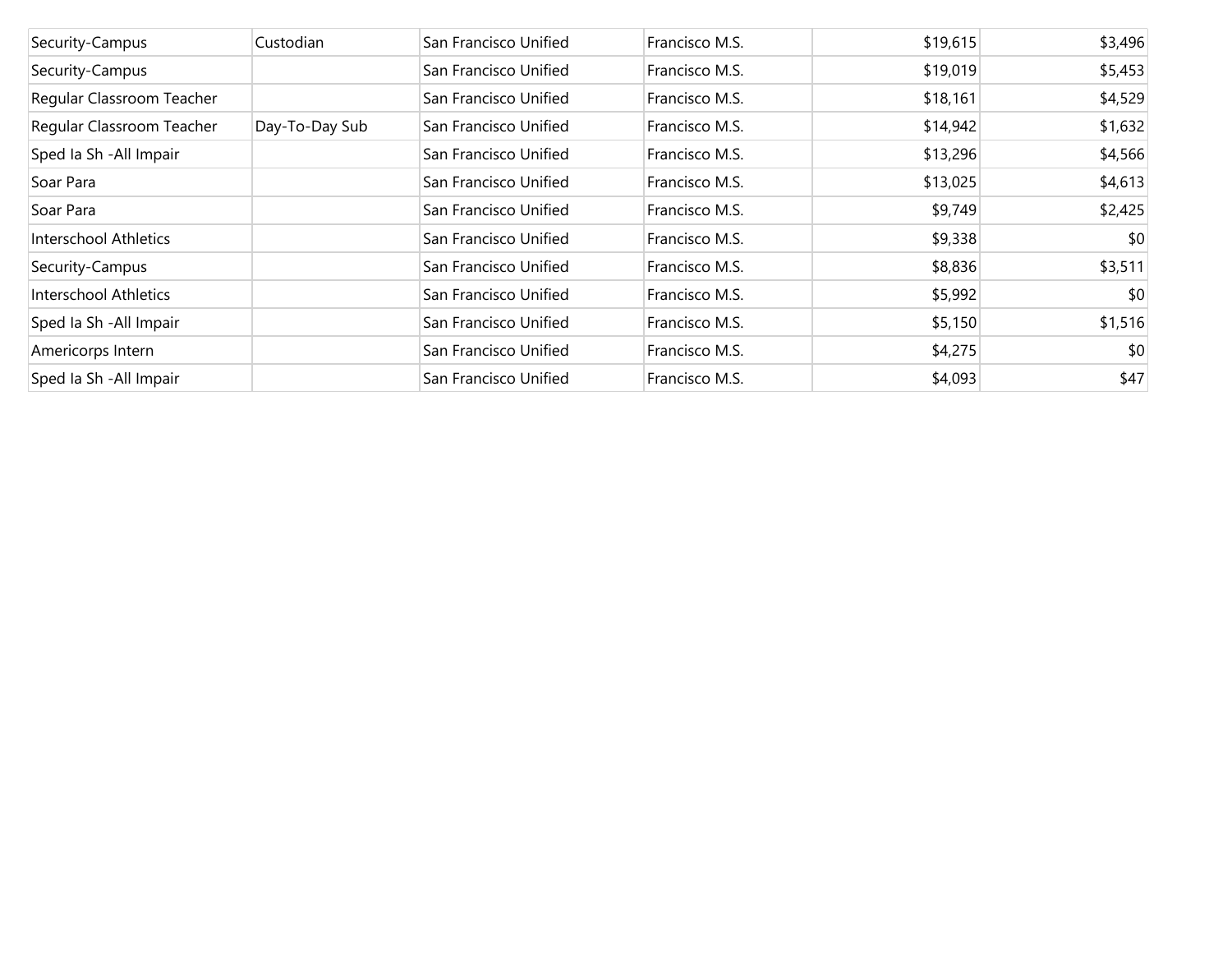| | | | | | |
|---|---|---|---|---|---|
| Security-Campus | Custodian | San Francisco Unified | Francisco M.S. | $19,615 | $3,496 |
| Security-Campus | | San Francisco Unified | Francisco M.S. | $19,019 | $5,453 |
| Regular Classroom Teacher | | San Francisco Unified | Francisco M.S. | $18,161 | $4,529 |
| Regular Classroom Teacher | Day-To-Day Sub | San Francisco Unified | Francisco M.S. | $14,942 | $1,632 |
| Sped Ia Sh -All Impair | | San Francisco Unified | Francisco M.S. | $13,296 | $4,566 |
| Soar Para | | San Francisco Unified | Francisco M.S. | $13,025 | $4,613 |
| Soar Para | | San Francisco Unified | Francisco M.S. | $9,749 | $2,425 |
| Interschool Athletics | | San Francisco Unified | Francisco M.S. | $9,338 | $0 |
| Security-Campus | | San Francisco Unified | Francisco M.S. | $8,836 | $3,511 |
| Interschool Athletics | | San Francisco Unified | Francisco M.S. | $5,992 | $0 |
| Sped Ia Sh -All Impair | | San Francisco Unified | Francisco M.S. | $5,150 | $1,516 |
| Americorps Intern | | San Francisco Unified | Francisco M.S. | $4,275 | $0 |
| Sped Ia Sh -All Impair | | San Francisco Unified | Francisco M.S. | $4,093 | $47 |